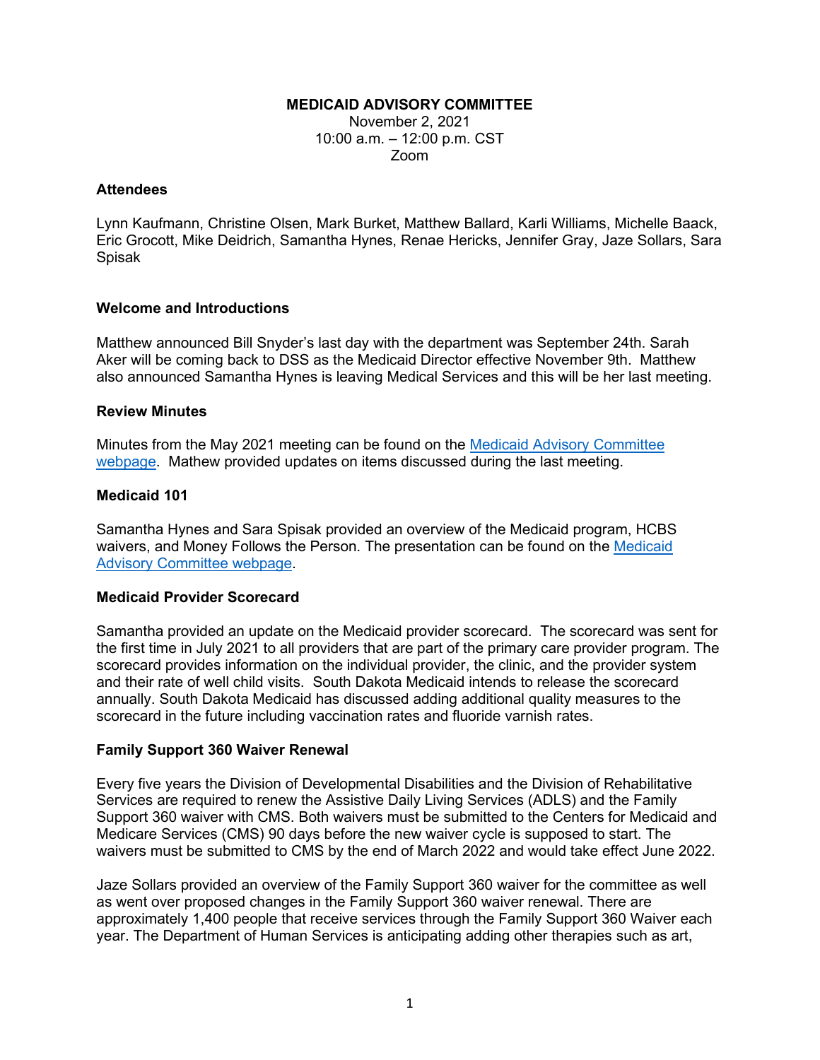# MEDICAID ADVISORY COMMITTEE

November 2, 2021
10:00 a.m. – 12:00 p.m. CST
Zoom

### Attendees

Lynn Kaufmann, Christine Olsen, Mark Burket, Matthew Ballard, Karli Williams, Michelle Baack, Eric Grocott, Mike Deidrich, Samantha Hynes, Renae Hericks, Jennifer Gray, Jaze Sollars, Sara Spisak

### Welcome and Introductions

Matthew announced Bill Snyder's last day with the department was September 24th. Sarah Aker will be coming back to DSS as the Medicaid Director effective November 9th. Matthew also announced Samantha Hynes is leaving Medical Services and this will be her last meeting.

### Review Minutes

Minutes from the May 2021 meeting can be found on the [Medicaid Advisory Committee webpage](). Mathew provided updates on items discussed during the last meeting.

### Medicaid 101

Samantha Hynes and Sara Spisak provided an overview of the Medicaid program, HCBS waivers, and Money Follows the Person. The presentation can be found on the [Medicaid Advisory Committee webpage]().

### Medicaid Provider Scorecard

Samantha provided an update on the Medicaid provider scorecard. The scorecard was sent for the first time in July 2021 to all providers that are part of the primary care provider program. The scorecard provides information on the individual provider, the clinic, and the provider system and their rate of well child visits. South Dakota Medicaid intends to release the scorecard annually. South Dakota Medicaid has discussed adding additional quality measures to the scorecard in the future including vaccination rates and fluoride varnish rates.

### Family Support 360 Waiver Renewal

Every five years the Division of Developmental Disabilities and the Division of Rehabilitative Services are required to renew the Assistive Daily Living Services (ADLS) and the Family Support 360 waiver with CMS. Both waivers must be submitted to the Centers for Medicaid and Medicare Services (CMS) 90 days before the new waiver cycle is supposed to start. The waivers must be submitted to CMS by the end of March 2022 and would take effect June 2022.

Jaze Sollars provided an overview of the Family Support 360 waiver for the committee as well as went over proposed changes in the Family Support 360 waiver renewal. There are approximately 1,400 people that receive services through the Family Support 360 Waiver each year. The Department of Human Services is anticipating adding other therapies such as art,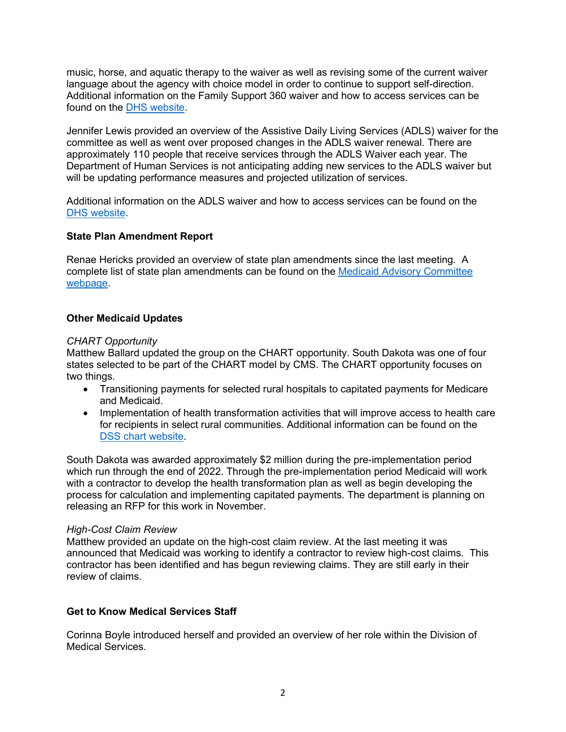music, horse, and aquatic therapy to the waiver as well as revising some of the current waiver language about the agency with choice model in order to continue to support self-direction. Additional information on the Family Support 360 waiver and how to access services can be found on the DHS website.

Jennifer Lewis provided an overview of the Assistive Daily Living Services (ADLS) waiver for the committee as well as went over proposed changes in the ADLS waiver renewal. There are approximately 110 people that receive services through the ADLS Waiver each year. The Department of Human Services is not anticipating adding new services to the ADLS waiver but will be updating performance measures and projected utilization of services.

Additional information on the ADLS waiver and how to access services can be found on the DHS website.

**State Plan Amendment Report**

Renae Hericks provided an overview of state plan amendments since the last meeting. A complete list of state plan amendments can be found on the Medicaid Advisory Committee webpage.

**Other Medicaid Updates**

*CHART Opportunity*
Matthew Ballard updated the group on the CHART opportunity. South Dakota was one of four states selected to be part of the CHART model by CMS. The CHART opportunity focuses on two things.

- Transitioning payments for selected rural hospitals to capitated payments for Medicare and Medicaid.
- Implementation of health transformation activities that will improve access to health care for recipients in select rural communities. Additional information can be found on the DSS chart website.

South Dakota was awarded approximately $2 million during the pre-implementation period which run through the end of 2022. Through the pre-implementation period Medicaid will work with a contractor to develop the health transformation plan as well as begin developing the process for calculation and implementing capitated payments. The department is planning on releasing an RFP for this work in November.

*High-Cost Claim Review*
Matthew provided an update on the high-cost claim review. At the last meeting it was announced that Medicaid was working to identify a contractor to review high-cost claims. This contractor has been identified and has begun reviewing claims. They are still early in their review of claims.

**Get to Know Medical Services Staff**

Corinna Boyle introduced herself and provided an overview of her role within the Division of Medical Services.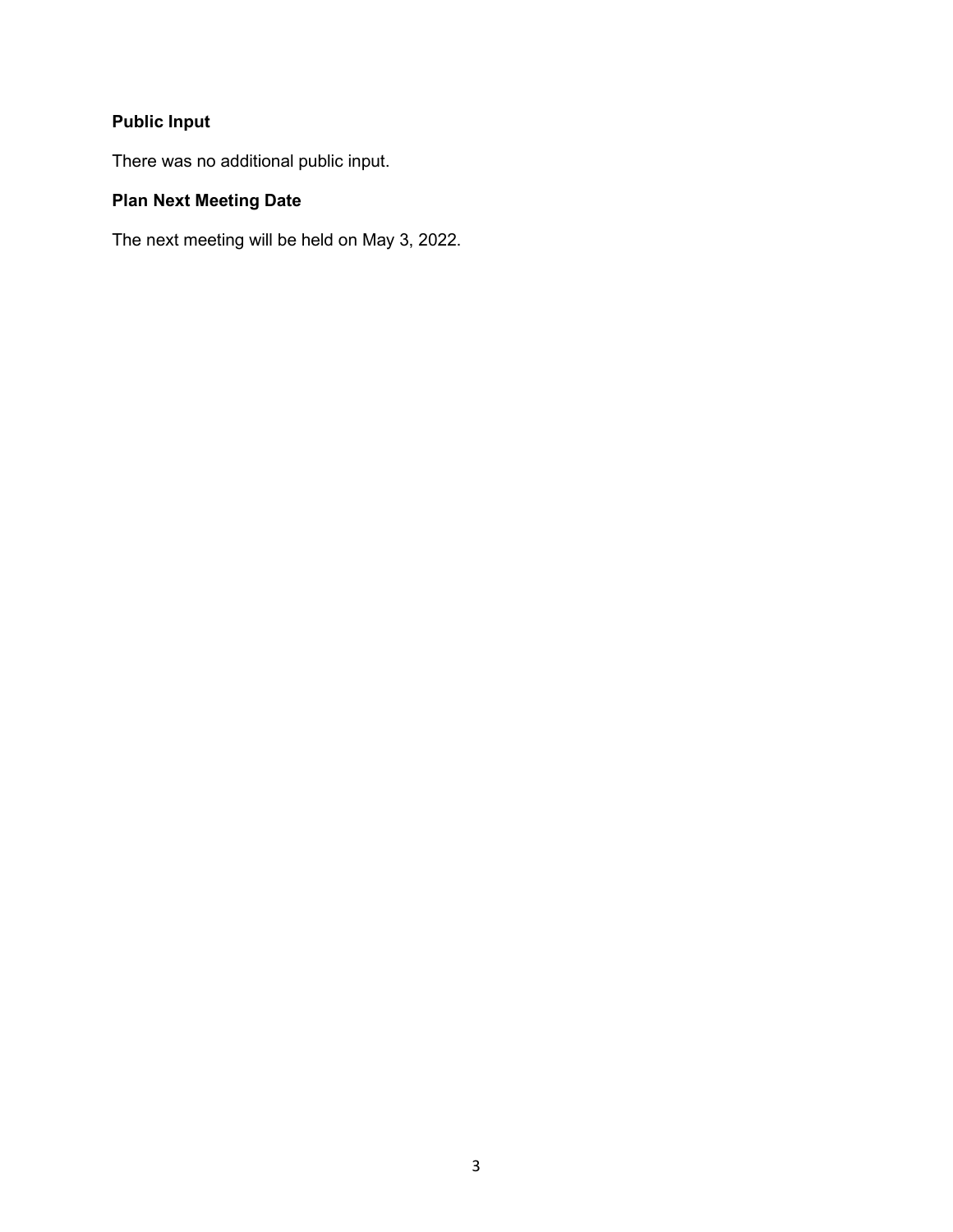**Public Input**

There was no additional public input.

**Plan Next Meeting Date**

The next meeting will be held on May 3, 2022.